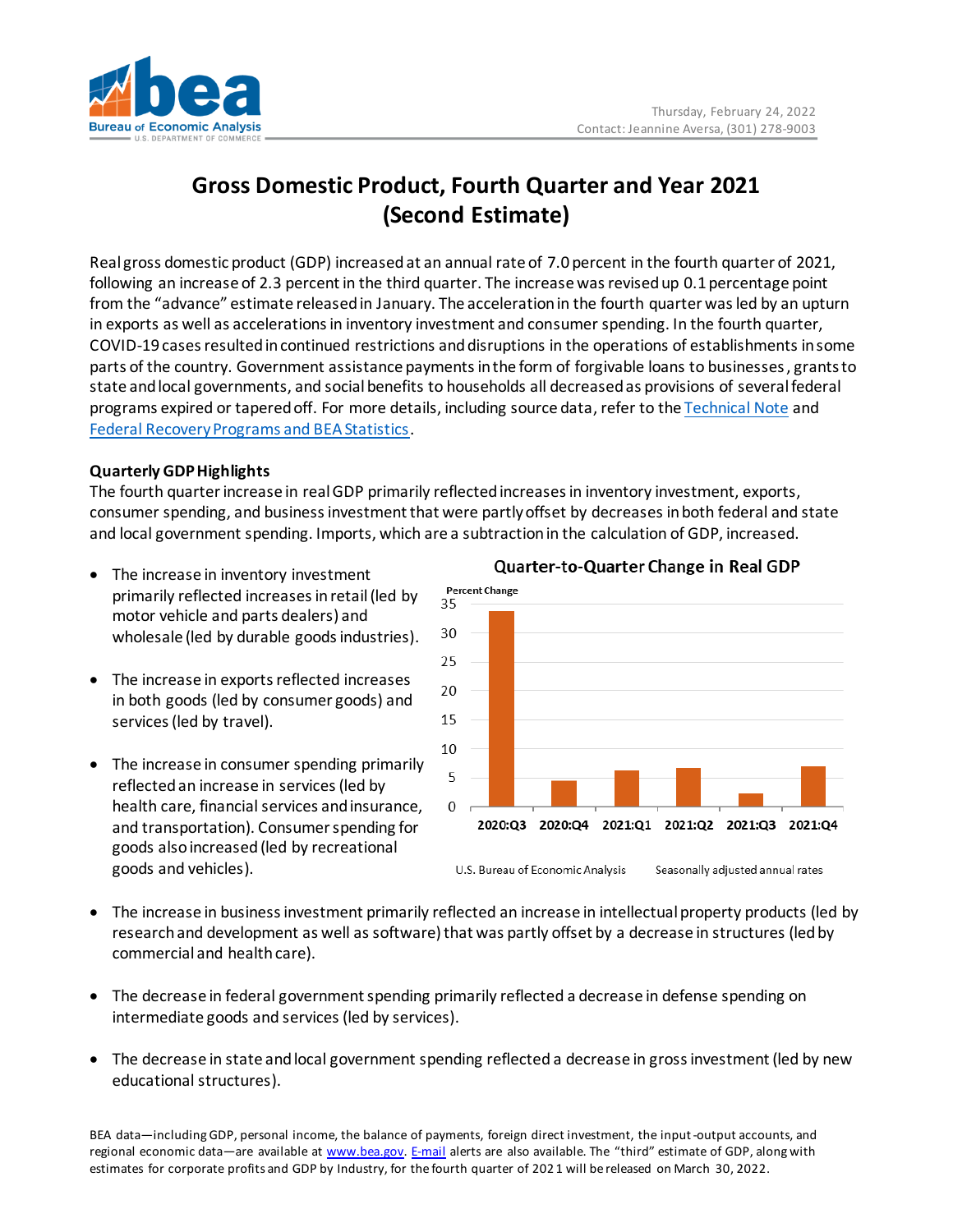Thursday, February 24, 2022
Contact: Jeannine Aversa, (301) 278-9003

# Gross Domestic Product, Fourth Quarter and Year 2021 (Second Estimate)

Real gross domestic product (GDP) increased at an annual rate of 7.0 percent in the fourth quarter of 2021, following an increase of 2.3 percent in the third quarter. The increase was revised up 0.1 percentage point from the "advance" estimate released in January. The acceleration in the fourth quarter was led by an upturn in exports as well as accelerations in inventory investment and consumer spending. In the fourth quarter, COVID-19 cases resulted in continued restrictions and disruptions in the operations of establishments in some parts of the country. Government assistance payments in the form of forgivable loans to businesses, grants to state and local governments, and social benefits to households all decreased as provisions of several federal programs expired or tapered off. For more details, including source data, refer to the Technical Note and Federal Recovery Programs and BEA Statistics.

### Quarterly GDP Highlights

The fourth quarter increase in real GDP primarily reflected increases in inventory investment, exports, consumer spending, and business investment that were partly offset by decreases in both federal and state and local government spending. Imports, which are a subtraction in the calculation of GDP, increased.

- The increase in inventory investment primarily reflected increases in retail (led by motor vehicle and parts dealers) and wholesale (led by durable goods industries).

- The increase in exports reflected increases in both goods (led by consumer goods) and services (led by travel).

- The increase in consumer spending primarily reflected an increase in services (led by health care, financial services and insurance, and transportation). Consumer spending for goods also increased (led by recreational goods and vehicles).

**Quarter-to-Quarter Change in Real GDP**

Percent Change

| Quarter | 2020:Q3 | 2020:Q4 | 2021:Q1 | 2021:Q2 | 2021:Q3 | 2021:Q4 |
|---|---|---|---|---|---|---|

U.S. Bureau of Economic Analysis — Seasonally adjusted annual rates

- The increase in business investment primarily reflected an increase in intellectual property products (led by research and development as well as software) that was partly offset by a decrease in structures (led by commercial and health care).

- The decrease in federal government spending primarily reflected a decrease in defense spending on intermediate goods and services (led by services).

- The decrease in state and local government spending reflected a decrease in gross investment (led by new educational structures).

BEA data—including GDP, personal income, the balance of payments, foreign direct investment, the input-output accounts, and regional economic data—are available at www.bea.gov. E-mail alerts are also available. The "third" estimate of GDP, along with estimates for corporate profits and GDP by Industry, for the fourth quarter of 2021 will be released on March 30, 2022.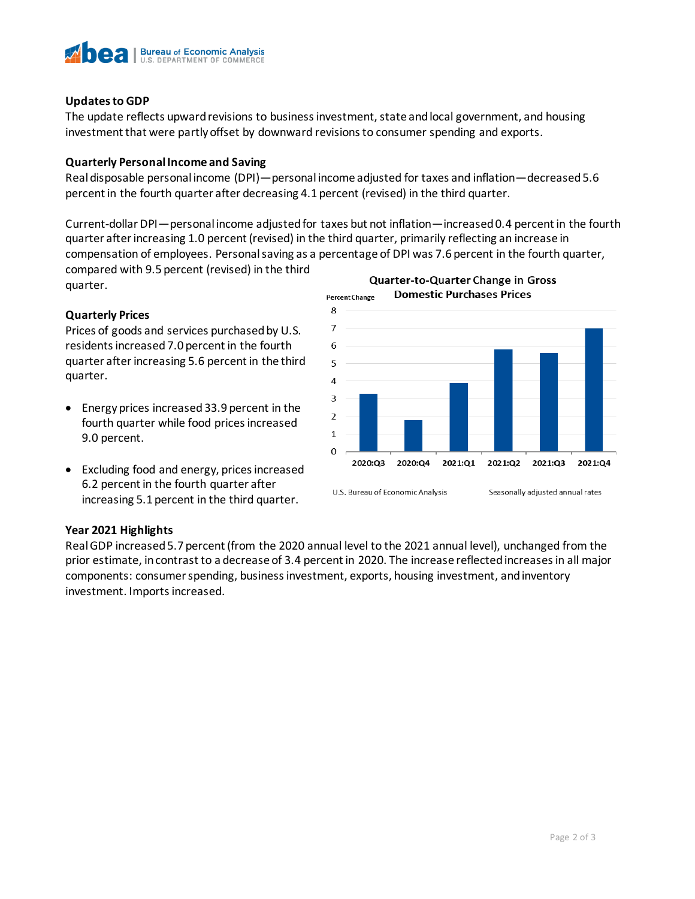### Updates to GDP

The update reflects upward revisions to business investment, state and local government, and housing investment that were partly offset by downward revisions to consumer spending and exports.

### Quarterly Personal Income and Saving

Real disposable personal income (DPI)—personal income adjusted for taxes and inflation—decreased 5.6 percent in the fourth quarter after decreasing 4.1 percent (revised) in the third quarter.

Current-dollar DPI—personal income adjusted for taxes but not inflation—increased 0.4 percent in the fourth quarter after increasing 1.0 percent (revised) in the third quarter, primarily reflecting an increase in compensation of employees. Personal saving as a percentage of DPI was 7.6 percent in the fourth quarter, compared with 9.5 percent (revised) in the third quarter.

### Quarterly Prices

Prices of goods and services purchased by U.S. residents increased 7.0 percent in the fourth quarter after increasing 5.6 percent in the third quarter.

- Energy prices increased 33.9 percent in the fourth quarter while food prices increased 9.0 percent.
- Excluding food and energy, prices increased 6.2 percent in the fourth quarter after increasing 5.1 percent in the third quarter.

**Quarter-to-Quarter Change in Gross Domestic Purchases Prices**

Percent Change

| Quarter | Percent Change |
|---|---|
| 2020:Q3 | 3.3 |
| 2020:Q4 | 1.8 |
| 2021:Q1 | 3.9 |
| 2021:Q2 | 5.8 |
| 2021:Q3 | 5.6 |
| 2021:Q4 | 7.0 |

U.S. Bureau of Economic Analysis — Seasonally adjusted annual rates

### Year 2021 Highlights

Real GDP increased 5.7 percent (from the 2020 annual level to the 2021 annual level), unchanged from the prior estimate, in contrast to a decrease of 3.4 percent in 2020. The increase reflected increases in all major components: consumer spending, business investment, exports, housing investment, and inventory investment. Imports increased.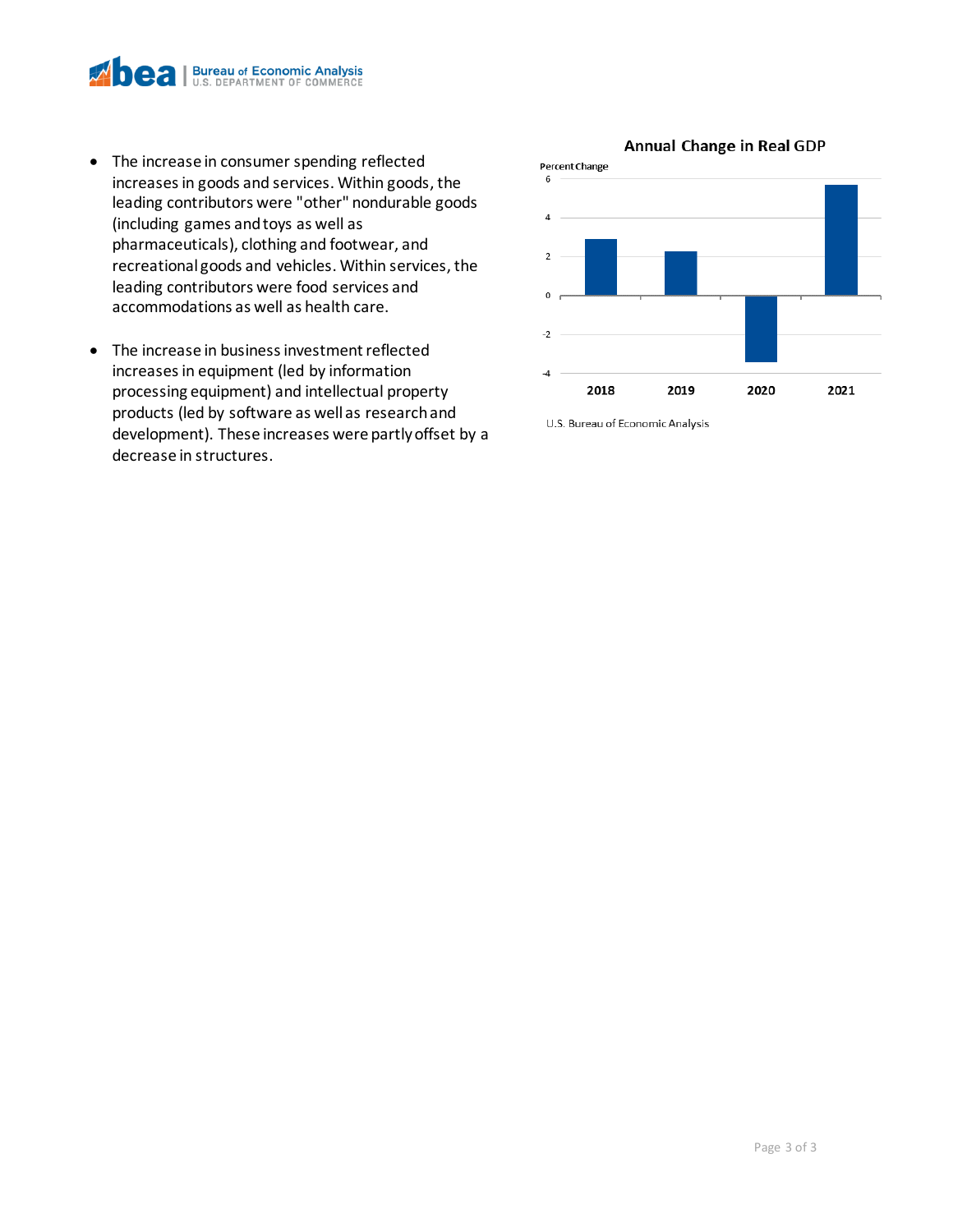- The increase in consumer spending reflected increases in goods and services. Within goods, the leading contributors were "other" nondurable goods (including games and toys as well as pharmaceuticals), clothing and footwear, and recreational goods and vehicles. Within services, the leading contributors were food services and accommodations as well as health care.

- The increase in business investment reflected increases in equipment (led by information processing equipment) and intellectual property products (led by software as well as research and development). These increases were partly offset by a decrease in structures.

Annual Change in Real GDP

Percent Change

6
4
2
0
-2
-4

2018
2019
2020
2021

U.S. Bureau of Economic Analysis